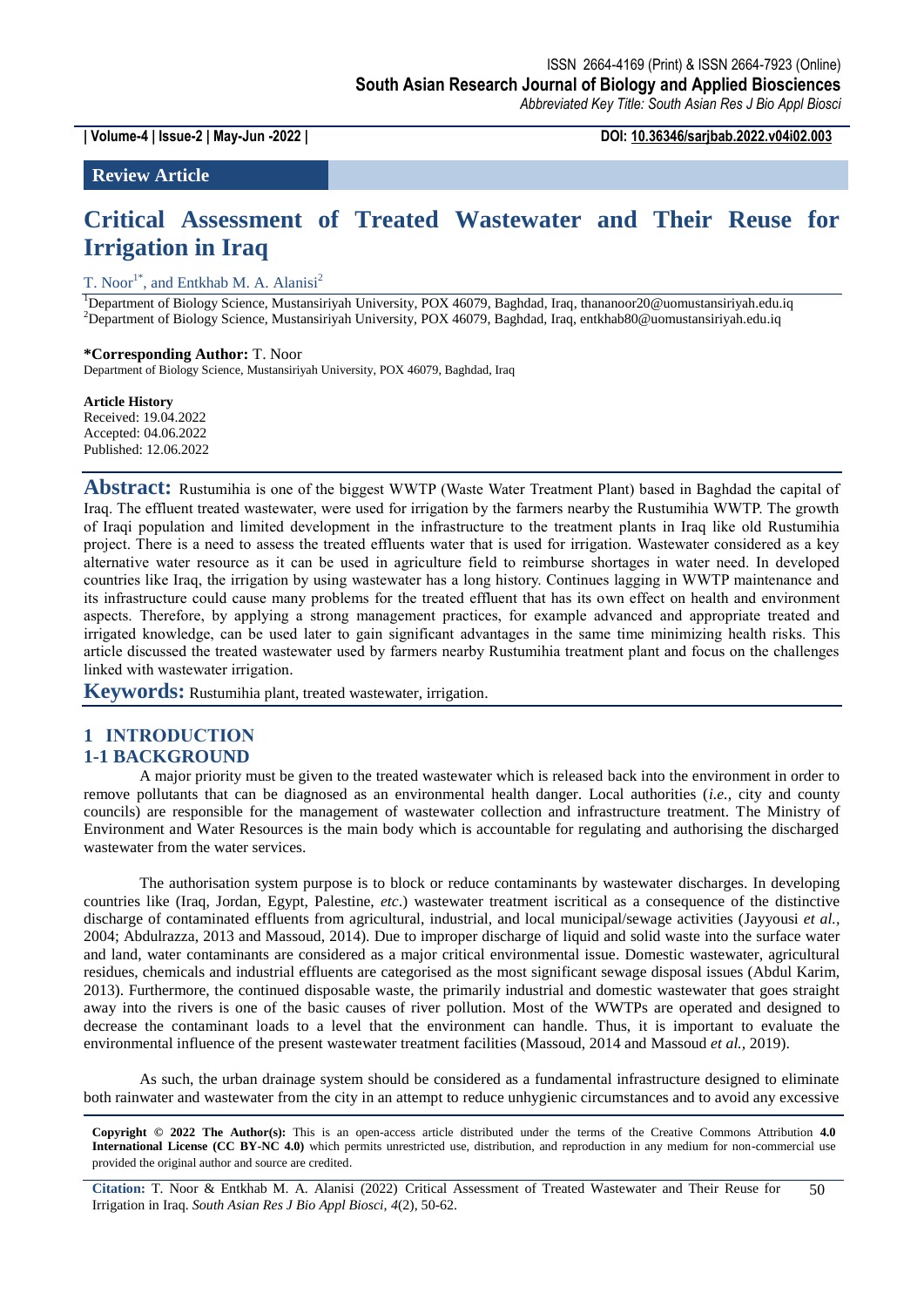ISSN 2664-4169 (Print) & ISSN 2664-7923 (Online)
South Asian Research Journal of Biology and Applied Biosciences
*Abbreviated Key Title: South Asian Res J Bio Appl Biosci*

**| Volume-4 | Issue-2 | May-Jun -2022 |** **DOI: 10.36346/sarjbab.2022.v04i02.003**

**Review Article**

# Critical Assessment of Treated Wastewater and Their Reuse for Irrigation in Iraq

T. Noor[1*], and Entkhab M. A. Alanisi[2]

[1]Department of Biology Science, Mustansiriyah University, POX 46079, Baghdad, Iraq, thananoor20@uomustansiriyah.edu.iq
[2]Department of Biology Science, Mustansiriyah University, POX 46079, Baghdad, Iraq, entkhab80@uomustansiriyah.edu.iq

**\*Corresponding Author:** T. Noor
Department of Biology Science, Mustansiriyah University, POX 46079, Baghdad, Iraq

**Article History**
Received: 19.04.2022
Accepted: 04.06.2022
Published: 12.06.2022

**Abstract:** Rustumihia is one of the biggest WWTP (Waste Water Treatment Plant) based in Baghdad the capital of Iraq. The effluent treated wastewater, were used for irrigation by the farmers nearby the Rustumihia WWTP. The growth of Iraqi population and limited development in the infrastructure to the treatment plants in Iraq like old Rustumihia project. There is a need to assess the treated effluents water that is used for irrigation. Wastewater considered as a key alternative water resource as it can be used in agriculture field to reimburse shortages in water need. In developed countries like Iraq, the irrigation by using wastewater has a long history. Continues lagging in WWTP maintenance and its infrastructure could cause many problems for the treated effluent that has its own effect on health and environment aspects. Therefore, by applying a strong management practices, for example advanced and appropriate treated and irrigated knowledge, can be used later to gain significant advantages in the same time minimizing health risks. This article discussed the treated wastewater used by farmers nearby Rustumihia treatment plant and focus on the challenges linked with wastewater irrigation.

**Keywords:** Rustumihia plant, treated wastewater, irrigation.

## 1 INTRODUCTION

### 1-1 BACKGROUND

A major priority must be given to the treated wastewater which is released back into the environment in order to remove pollutants that can be diagnosed as an environmental health danger. Local authorities (*i.e.,* city and county councils) are responsible for the management of wastewater collection and infrastructure treatment. The Ministry of Environment and Water Resources is the main body which is accountable for regulating and authorising the discharged wastewater from the water services.

The authorisation system purpose is to block or reduce contaminants by wastewater discharges. In developing countries like (Iraq, Jordan, Egypt, Palestine, *etc*.) wastewater treatment iscritical as a consequence of the distinctive discharge of contaminated effluents from agricultural, industrial, and local municipal/sewage activities (Jayyousi *et al.,* 2004; Abdulrazza, 2013 and Massoud, 2014). Due to improper discharge of liquid and solid waste into the surface water and land, water contaminants are considered as a major critical environmental issue. Domestic wastewater, agricultural residues, chemicals and industrial effluents are categorised as the most significant sewage disposal issues (Abdul Karim, 2013). Furthermore, the continued disposable waste, the primarily industrial and domestic wastewater that goes straight away into the rivers is one of the basic causes of river pollution. Most of the WWTPs are operated and designed to decrease the contaminant loads to a level that the environment can handle. Thus, it is important to evaluate the environmental influence of the present wastewater treatment facilities (Massoud, 2014 and Massoud *et al.,* 2019).

As such, the urban drainage system should be considered as a fundamental infrastructure designed to eliminate both rainwater and wastewater from the city in an attempt to reduce unhygienic circumstances and to avoid any excessive

**Copyright © 2022 The Author(s):** This is an open-access article distributed under the terms of the Creative Commons Attribution **4.0 International License (CC BY-NC 4.0)** which permits unrestricted use, distribution, and reproduction in any medium for non-commercial use provided the original author and source are credited.

**Citation:** T. Noor & Entkhab M. A. Alanisi (2022) Critical Assessment of Treated Wastewater and Their Reuse for Irrigation in Iraq. *South Asian Res J Bio Appl Biosci, 4*(2), 50-62.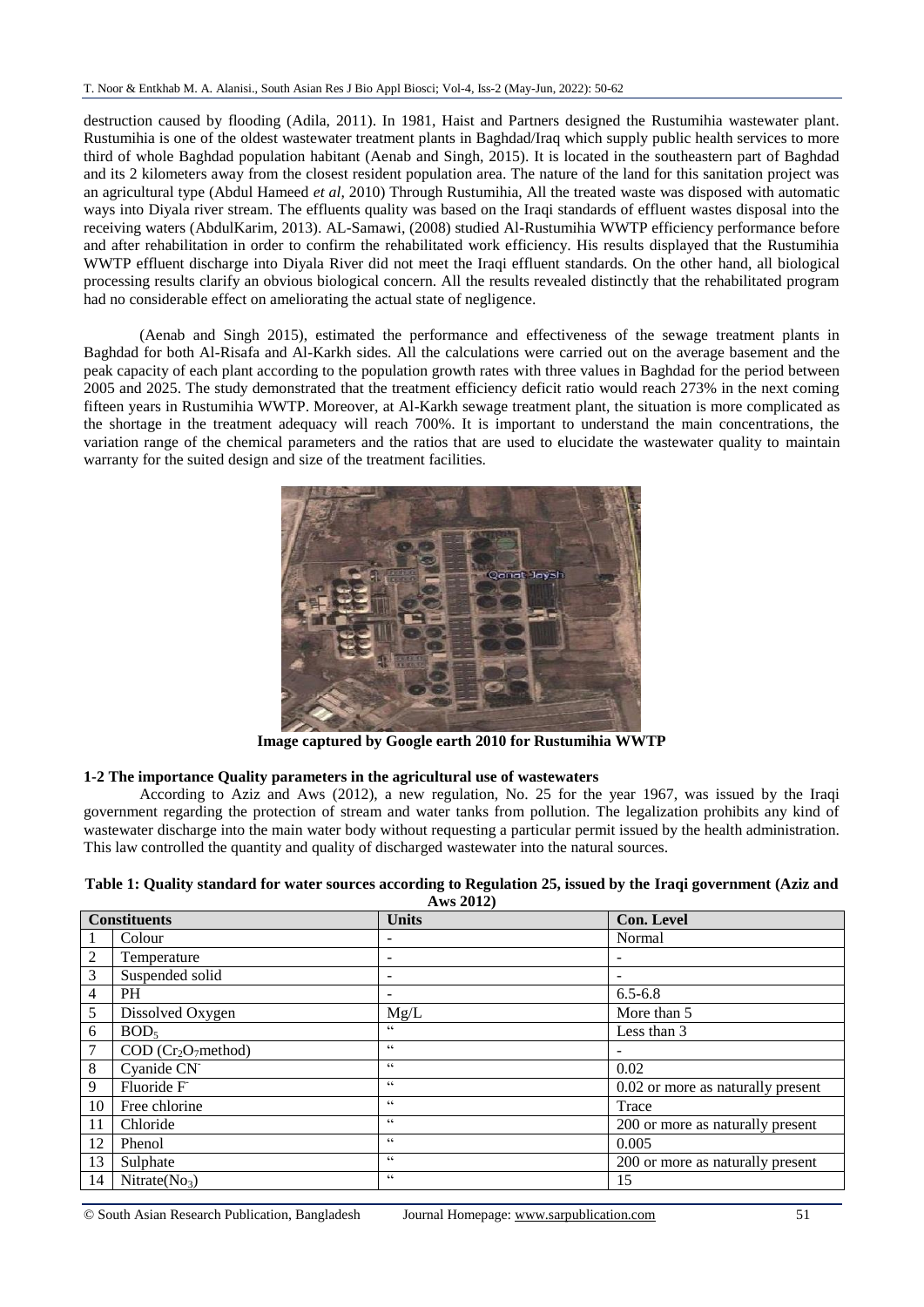destruction caused by flooding (Adila, 2011). In 1981, Haist and Partners designed the Rustumihia wastewater plant. Rustumihia is one of the oldest wastewater treatment plants in Baghdad/Iraq which supply public health services to more third of whole Baghdad population habitant (Aenab and Singh, 2015). It is located in the southeastern part of Baghdad and its 2 kilometers away from the closest resident population area. The nature of the land for this sanitation project was an agricultural type (Abdul Hameed *et al*, 2010) Through Rustumihia, All the treated waste was disposed with automatic ways into Diyala river stream. The effluents quality was based on the Iraqi standards of effluent wastes disposal into the receiving waters (AbdulKarim, 2013). AL-Samawi, (2008) studied Al-Rustumihia WWTP efficiency performance before and after rehabilitation in order to confirm the rehabilitated work efficiency. His results displayed that the Rustumihia WWTP effluent discharge into Diyala River did not meet the Iraqi effluent standards. On the other hand, all biological processing results clarify an obvious biological concern. All the results revealed distinctly that the rehabilitated program had no considerable effect on ameliorating the actual state of negligence.

(Aenab and Singh 2015), estimated the performance and effectiveness of the sewage treatment plants in Baghdad for both Al-Risafa and Al-Karkh sides. All the calculations were carried out on the average basement and the peak capacity of each plant according to the population growth rates with three values in Baghdad for the period between 2005 and 2025. The study demonstrated that the treatment efficiency deficit ratio would reach 273% in the next coming fifteen years in Rustumihia WWTP. Moreover, at Al-Karkh sewage treatment plant, the situation is more complicated as the shortage in the treatment adequacy will reach 700%. It is important to understand the main concentrations, the variation range of the chemical parameters and the ratios that are used to elucidate the wastewater quality to maintain warranty for the suited design and size of the treatment facilities.

**Image captured by Google earth 2010 for Rustumihia WWTP**

### 1-2 The importance Quality parameters in the agricultural use of wastewaters

According to Aziz and Aws (2012), a new regulation, No. 25 for the year 1967, was issued by the Iraqi government regarding the protection of stream and water tanks from pollution. The legalization prohibits any kind of wastewater discharge into the main water body without requesting a particular permit issued by the health administration. This law controlled the quantity and quality of discharged wastewater into the natural sources.

**Table 1: Quality standard for water sources according to Regulation 25, issued by the Iraqi government (Aziz and Aws 2012)**

| Constituents | | Units | Con. Level |
|---|---|---|---|
| 1 | Colour | - | Normal |
| 2 | Temperature | - | - |
| 3 | Suspended solid | - | - |
| 4 | PH | - | 6.5-6.8 |
| 5 | Dissolved Oxygen | Mg/L | More than 5 |
| 6 | $BOD_5$ | " | Less than 3 |
| 7 | COD ($Cr_2O_7$method) | " | - |
| 8 | Cyanide $CN^-$ | " | 0.02 |
| 9 | Fluoride $F^-$ | " | 0.02 or more as naturally present |
| 10 | Free chlorine | " | Trace |
| 11 | Chloride | " | 200 or more as naturally present |
| 12 | Phenol | " | 0.005 |
| 13 | Sulphate | " | 200 or more as naturally present |
| 14 | Nitrate($No_3$) | " | 15 |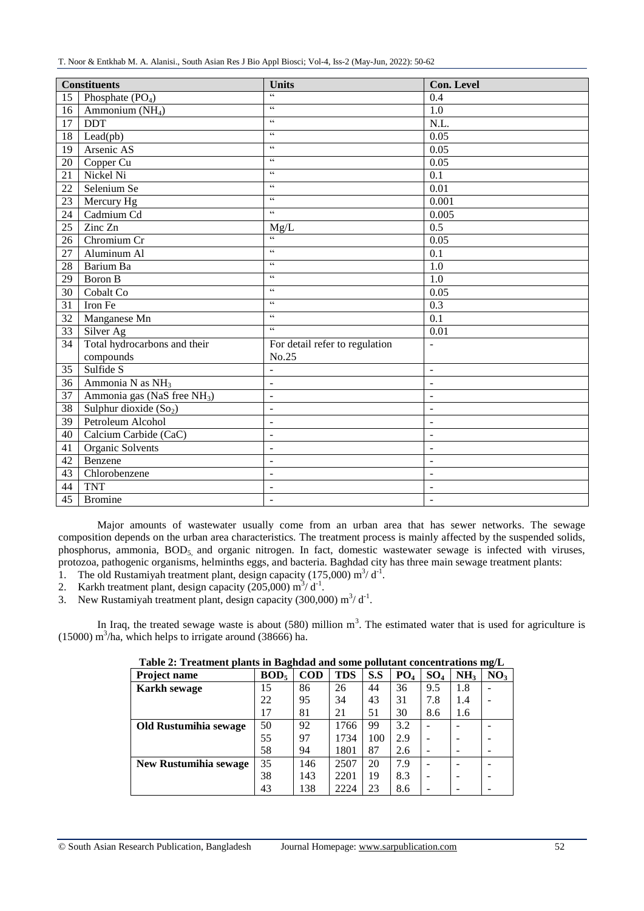| | Constituents | Units | Con. Level |
|---|---|---|---|
| 15 | Phosphate ($PO_4$) | " | 0.4 |
| 16 | Ammonium ($NH_4$) | " | 1.0 |
| 17 | DDT | " | N.L. |
| 18 | Lead(pb) | " | 0.05 |
| 19 | Arsenic AS | " | 0.05 |
| 20 | Copper Cu | " | 0.05 |
| 21 | Nickel Ni | " | 0.1 |
| 22 | Selenium Se | " | 0.01 |
| 23 | Mercury Hg | " | 0.001 |
| 24 | Cadmium Cd | " | 0.005 |
| 25 | Zinc Zn | Mg/L | 0.5 |
| 26 | Chromium Cr | " | 0.05 |
| 27 | Aluminum Al | " | 0.1 |
| 28 | Barium Ba | " | 1.0 |
| 29 | Boron B | " | 1.0 |
| 30 | Cobalt Co | " | 0.05 |
| 31 | Iron Fe | " | 0.3 |
| 32 | Manganese Mn | " | 0.1 |
| 33 | Silver Ag | " | 0.01 |
| 34 | Total hydrocarbons and their compounds | For detail refer to regulation No.25 | - |
| 35 | Sulfide S | - | - |
| 36 | Ammonia N as $NH_3$ | - | - |
| 37 | Ammonia gas (NaS free $NH_3$) | - | - |
| 38 | Sulphur dioxide ($So_2$) | - | - |
| 39 | Petroleum Alcohol | - | - |
| 40 | Calcium Carbide (CaC) | - | - |
| 41 | Organic Solvents | - | - |
| 42 | Benzene | - | - |
| 43 | Chlorobenzene | - | - |
| 44 | TNT | - | - |
| 45 | Bromine | - | - |

Major amounts of wastewater usually come from an urban area that has sewer networks. The sewage composition depends on the urban area characteristics. The treatment process is mainly affected by the suspended solids, phosphorus, ammonia, $BOD_5$, and organic nitrogen. In fact, domestic wastewater sewage is infected with viruses, protozoa, pathogenic organisms, helminths eggs, and bacteria. Baghdad city has three main sewage treatment plants:

1. The old Rustamiyah treatment plant, design capacity (175,000) $m^3/d^{-1}$.
2. Karkh treatment plant, design capacity (205,000) $m^3/d^{-1}$.
3. New Rustamiyah treatment plant, design capacity (300,000) $m^3/d^{-1}$.

In Iraq, the treated sewage waste is about (580) million $m^3$. The estimated water that is used for agriculture is (15000) $m^3$/ha, which helps to irrigate around (38666) ha.

**Table 2: Treatment plants in Baghdad and some pollutant concentrations mg/L**

| Project name | $BOD_5$ | COD | TDS | S.S | $PO_4$ | $SO_4$ | $NH_3$ | $NO_3$ |
|---|---|---|---|---|---|---|---|---|
| **Karkh sewage** | 15 | 86 | 26 | 44 | 36 | 9.5 | 1.8 | - |
| | 22 | 95 | 34 | 43 | 31 | 7.8 | 1.4 | - |
| | 17 | 81 | 21 | 51 | 30 | 8.6 | 1.6 | |
| **Old Rustumihia sewage** | 50 | 92 | 1766 | 99 | 3.2 | - | - | - |
| | 55 | 97 | 1734 | 100 | 2.9 | - | - | - |
| | 58 | 94 | 1801 | 87 | 2.6 | - | - | - |
| **New Rustumihia sewage** | 35 | 146 | 2507 | 20 | 7.9 | - | - | - |
| | 38 | 143 | 2201 | 19 | 8.3 | - | - | - |
| | 43 | 138 | 2224 | 23 | 8.6 | - | - | - |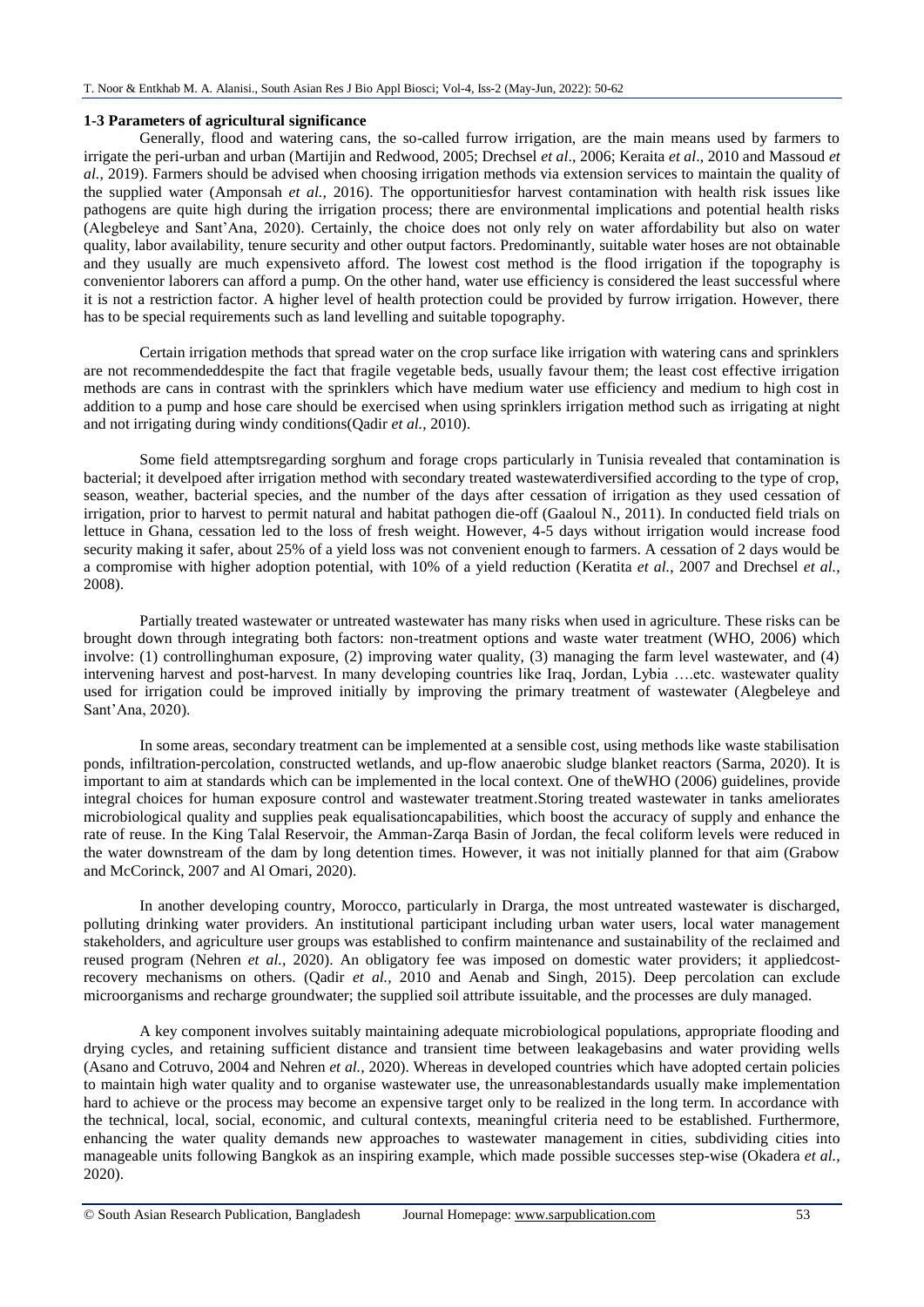### 1-3 Parameters of agricultural significance

Generally, flood and watering cans, the so-called furrow irrigation, are the main means used by farmers to irrigate the peri-urban and urban (Martijin and Redwood, 2005; Drechsel *et al*., 2006; Keraita *et al*., 2010 and Massoud *et al.,* 2019). Farmers should be advised when choosing irrigation methods via extension services to maintain the quality of the supplied water (Amponsah *et al.,* 2016). The opportunitiesfor harvest contamination with health risk issues like pathogens are quite high during the irrigation process; there are environmental implications and potential health risks (Alegbeleye and Sant'Ana, 2020). Certainly, the choice does not only rely on water affordability but also on water quality, labor availability, tenure security and other output factors. Predominantly, suitable water hoses are not obtainable and they usually are much expensiveto afford. The lowest cost method is the flood irrigation if the topography is convenientor laborers can afford a pump. On the other hand, water use efficiency is considered the least successful where it is not a restriction factor. A higher level of health protection could be provided by furrow irrigation. However, there has to be special requirements such as land levelling and suitable topography.

Certain irrigation methods that spread water on the crop surface like irrigation with watering cans and sprinklers are not recommendeddespite the fact that fragile vegetable beds, usually favour them; the least cost effective irrigation methods are cans in contrast with the sprinklers which have medium water use efficiency and medium to high cost in addition to a pump and hose care should be exercised when using sprinklers irrigation method such as irrigating at night and not irrigating during windy conditions(Qadir *et al.*, 2010).

Some field attemptsregarding sorghum and forage crops particularly in Tunisia revealed that contamination is bacterial; it develpoed after irrigation method with secondary treated wastewaterdiversified according to the type of crop, season, weather, bacterial species, and the number of the days after cessation of irrigation as they used cessation of irrigation, prior to harvest to permit natural and habitat pathogen die-off (Gaaloul N., 2011). In conducted field trials on lettuce in Ghana, cessation led to the loss of fresh weight. However, 4-5 days without irrigation would increase food security making it safer, about 25% of a yield loss was not convenient enough to farmers. A cessation of 2 days would be a compromise with higher adoption potential, with 10% of a yield reduction (Keratita *et al.*, 2007 and Drechsel *et al.*, 2008).

Partially treated wastewater or untreated wastewater has many risks when used in agriculture. These risks can be brought down through integrating both factors: non-treatment options and waste water treatment (WHO, 2006) which involve: (1) controllinghuman exposure, (2) improving water quality, (3) managing the farm level wastewater, and (4) intervening harvest and post-harvest. In many developing countries like Iraq, Jordan, Lybia ….etc. wastewater quality used for irrigation could be improved initially by improving the primary treatment of wastewater (Alegbeleye and Sant'Ana, 2020).

In some areas, secondary treatment can be implemented at a sensible cost, using methods like waste stabilisation ponds, infiltration-percolation, constructed wetlands, and up-flow anaerobic sludge blanket reactors (Sarma, 2020). It is important to aim at standards which can be implemented in the local context. One of theWHO (2006) guidelines, provide integral choices for human exposure control and wastewater treatment.Storing treated wastewater in tanks ameliorates microbiological quality and supplies peak equalisationcapabilities, which boost the accuracy of supply and enhance the rate of reuse. In the King Talal Reservoir, the Amman-Zarqa Basin of Jordan, the fecal coliform levels were reduced in the water downstream of the dam by long detention times. However, it was not initially planned for that aim (Grabow and McCorinck, 2007 and Al Omari, 2020).

In another developing country, Morocco, particularly in Drarga, the most untreated wastewater is discharged, polluting drinking water providers. An institutional participant including urban water users, local water management stakeholders, and agriculture user groups was established to confirm maintenance and sustainability of the reclaimed and reused program (Nehren *et al.,* 2020). An obligatory fee was imposed on domestic water providers; it appliedcost-recovery mechanisms on others. (Qadir *et al.,* 2010 and Aenab and Singh, 2015). Deep percolation can exclude microorganisms and recharge groundwater; the supplied soil attribute issuitable, and the processes are duly managed.

A key component involves suitably maintaining adequate microbiological populations, appropriate flooding and drying cycles, and retaining sufficient distance and transient time between leakagebasins and water providing wells (Asano and Cotruvo, 2004 and Nehren *et al.,* 2020). Whereas in developed countries which have adopted certain policies to maintain high water quality and to organise wastewater use, the unreasonablestandards usually make implementation hard to achieve or the process may become an expensive target only to be realized in the long term. In accordance with the technical, local, social, economic, and cultural contexts, meaningful criteria need to be established. Furthermore, enhancing the water quality demands new approaches to wastewater management in cities, subdividing cities into manageable units following Bangkok as an inspiring example, which made possible successes step-wise (Okadera *et al.,* 2020).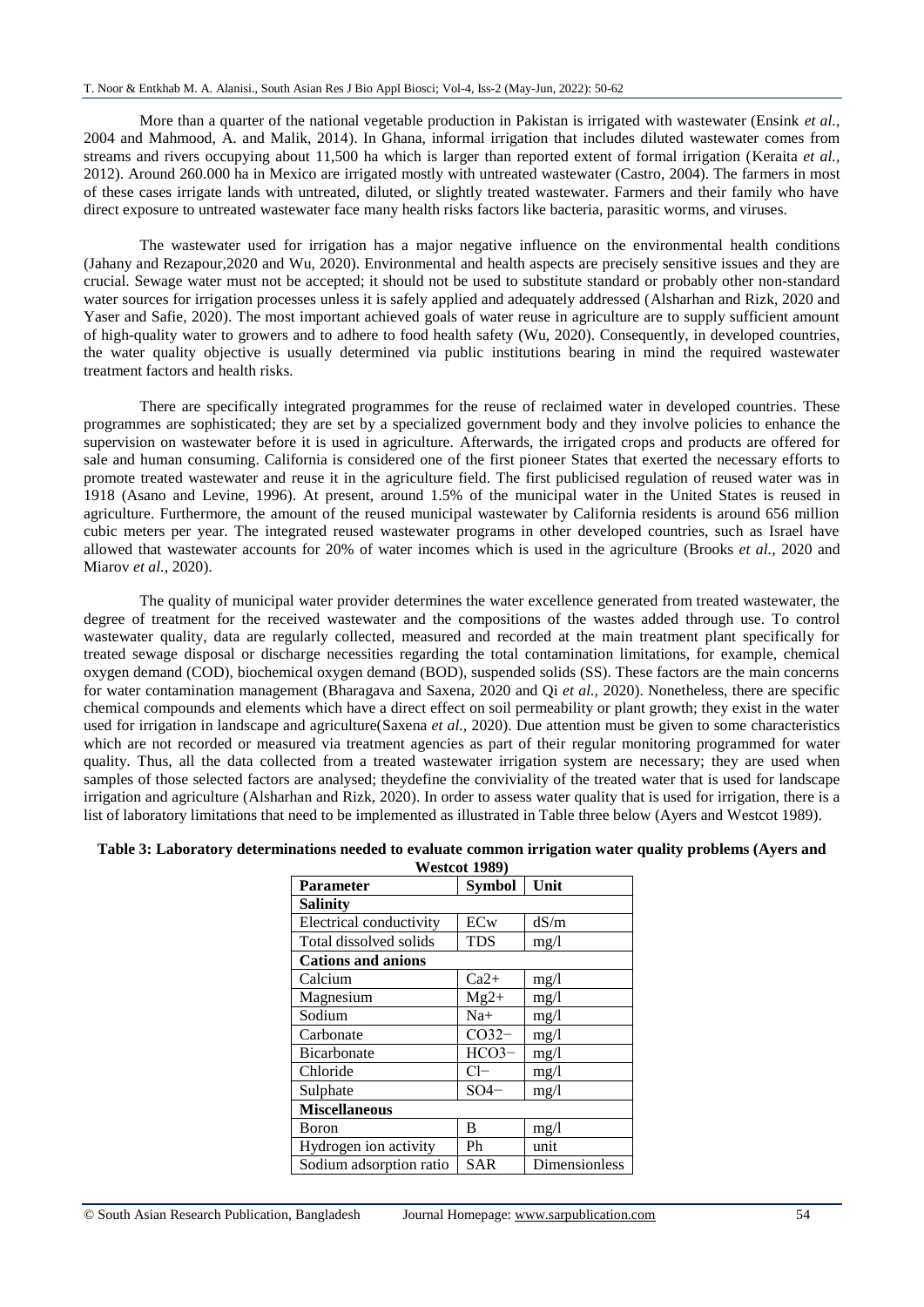More than a quarter of the national vegetable production in Pakistan is irrigated with wastewater (Ensink *et al.*, 2004 and Mahmood, A. and Malik, 2014). In Ghana, informal irrigation that includes diluted wastewater comes from streams and rivers occupying about 11,500 ha which is larger than reported extent of formal irrigation (Keraita *et al.*, 2012). Around 260.000 ha in Mexico are irrigated mostly with untreated wastewater (Castro, 2004). The farmers in most of these cases irrigate lands with untreated, diluted, or slightly treated wastewater. Farmers and their family who have direct exposure to untreated wastewater face many health risks factors like bacteria, parasitic worms, and viruses.

The wastewater used for irrigation has a major negative influence on the environmental health conditions (Jahany and Rezapour,2020 and Wu, 2020). Environmental and health aspects are precisely sensitive issues and they are crucial. Sewage water must not be accepted; it should not be used to substitute standard or probably other non-standard water sources for irrigation processes unless it is safely applied and adequately addressed (Alsharhan and Rizk, 2020 and Yaser and Safie, 2020). The most important achieved goals of water reuse in agriculture are to supply sufficient amount of high-quality water to growers and to adhere to food health safety (Wu, 2020). Consequently, in developed countries, the water quality objective is usually determined via public institutions bearing in mind the required wastewater treatment factors and health risks.

There are specifically integrated programmes for the reuse of reclaimed water in developed countries. These programmes are sophisticated; they are set by a specialized government body and they involve policies to enhance the supervision on wastewater before it is used in agriculture. Afterwards, the irrigated crops and products are offered for sale and human consuming. California is considered one of the first pioneer States that exerted the necessary efforts to promote treated wastewater and reuse it in the agriculture field. The first publicised regulation of reused water was in 1918 (Asano and Levine, 1996). At present, around 1.5% of the municipal water in the United States is reused in agriculture. Furthermore, the amount of the reused municipal wastewater by California residents is around 656 million cubic meters per year. The integrated reused wastewater programs in other developed countries, such as Israel have allowed that wastewater accounts for 20% of water incomes which is used in the agriculture (Brooks *et al.,* 2020 and Miarov *et al.,* 2020).

The quality of municipal water provider determines the water excellence generated from treated wastewater, the degree of treatment for the received wastewater and the compositions of the wastes added through use. To control wastewater quality, data are regularly collected, measured and recorded at the main treatment plant specifically for treated sewage disposal or discharge necessities regarding the total contamination limitations, for example, chemical oxygen demand (COD), biochemical oxygen demand (BOD), suspended solids (SS). These factors are the main concerns for water contamination management (Bharagava and Saxena, 2020 and Qi *et al.,* 2020). Nonetheless, there are specific chemical compounds and elements which have a direct effect on soil permeability or plant growth; they exist in the water used for irrigation in landscape and agriculture(Saxena *et al.,* 2020). Due attention must be given to some characteristics which are not recorded or measured via treatment agencies as part of their regular monitoring programmed for water quality. Thus, all the data collected from a treated wastewater irrigation system are necessary; they are used when samples of those selected factors are analysed; theydefine the conviviality of the treated water that is used for landscape irrigation and agriculture (Alsharhan and Rizk, 2020). In order to assess water quality that is used for irrigation, there is a list of laboratory limitations that need to be implemented as illustrated in Table three below (Ayers and Westcot 1989).

**Table 3: Laboratory determinations needed to evaluate common irrigation water quality problems (Ayers and Westcot 1989)**

| Parameter | Symbol | Unit |
|---|---|---|
| **Salinity** | | |
| Electrical conductivity | ECw | dS/m |
| Total dissolved solids | TDS | mg/l |
| **Cations and anions** | | |
| Calcium | $Ca^{2+}$ | mg/l |
| Magnesium | $Mg^{2+}$ | mg/l |
| Sodium | $Na^{+}$ | mg/l |
| Carbonate | $CO_3^{2-}$ | mg/l |
| Bicarbonate | $HCO_3^{-}$ | mg/l |
| Chloride | $Cl^{-}$ | mg/l |
| Sulphate | $SO_4^{-}$ | mg/l |
| **Miscellaneous** | | |
| Boron | B | mg/l |
| Hydrogen ion activity | Ph | unit |
| Sodium adsorption ratio | SAR | Dimensionless |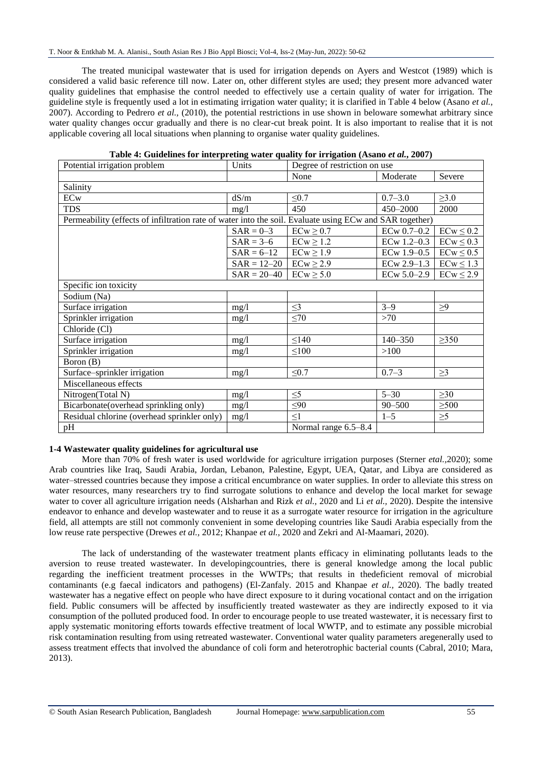The treated municipal wastewater that is used for irrigation depends on Ayers and Westcot (1989) which is considered a valid basic reference till now. Later on, other different styles are used; they present more advanced water quality guidelines that emphasise the control needed to effectively use a certain quality of water for irrigation. The guideline style is frequently used a lot in estimating irrigation water quality; it is clarified in Table 4 below (Asano *et al.*, 2007). According to Pedrero *et al.,* (2010), the potential restrictions in use shown in beloware somewhat arbitrary since water quality changes occur gradually and there is no clear-cut break point. It is also important to realise that it is not applicable covering all local situations when planning to organise water quality guidelines.

**Table 4: Guidelines for interpreting water quality for irrigation (Asano *et al.*, 2007)**

| Potential irrigation problem | Units | Degree of restriction on use | | |
|---|---|---|---|---|
| | | None | Moderate | Severe |
| Salinity | | | | |
| ECw | dS/m | ≤0.7 | 0.7–3.0 | ≥3.0 |
| TDS | mg/l | 450 | 450–2000 | 2000 |
| Permeability (effects of infiltration rate of water into the soil. Evaluate using ECw and SAR together) | | | | |
| | SAR = 0–3 | ECw ≥ 0.7 | ECw 0.7–0.2 | ECw ≤ 0.2 |
| | SAR = 3–6 | ECw ≥ 1.2 | ECw 1.2–0.3 | ECw ≤ 0.3 |
| | SAR = 6–12 | ECw ≥ 1.9 | ECw 1.9–0.5 | ECw ≤ 0.5 |
| | SAR = 12–20 | ECw ≥ 2.9 | ECw 2.9–1.3 | ECw ≤ 1.3 |
| | SAR = 20–40 | ECw ≥ 5.0 | ECw 5.0–2.9 | ECw ≤ 2.9 |
| Specific ion toxicity | | | | |
| Sodium (Na) | | | | |
| Surface irrigation | mg/l | ≤3 | 3–9 | ≥9 |
| Sprinkler irrigation | mg/l | ≤70 | >70 | |
| Chloride (Cl) | | | | |
| Surface irrigation | mg/l | ≤140 | 140–350 | ≥350 |
| Sprinkler irrigation | mg/l | ≤100 | >100 | |
| Boron (B) | | | | |
| Surface–sprinkler irrigation | mg/l | ≤0.7 | 0.7–3 | ≥3 |
| Miscellaneous effects | | | | |
| Nitrogen(Total N) | mg/l | ≤5 | 5–30 | ≥30 |
| Bicarbonate(overhead sprinkling only) | mg/l | ≤90 | 90–500 | ≥500 |
| Residual chlorine (overhead sprinkler only) | mg/l | ≤1 | 1–5 | ≥5 |
| pH | | Normal range 6.5–8.4 | | |

### 1-4 Wastewater quality guidelines for agricultural use

More than 70% of fresh water is used worldwide for agriculture irrigation purposes (Sterner *etal.,*2020); some Arab countries like Iraq, Saudi Arabia, Jordan, Lebanon, Palestine, Egypt, UEA, Qatar, and Libya are considered as water–stressed countries because they impose a critical encumbrance on water supplies. In order to alleviate this stress on water resources, many researchers try to find surrogate solutions to enhance and develop the local market for sewage water to cover all agriculture irrigation needs (Alsharhan and Rizk *et al.,* 2020 and Li *et al.,* 2020). Despite the intensive endeavor to enhance and develop wastewater and to reuse it as a surrogate water resource for irrigation in the agriculture field, all attempts are still not commonly convenient in some developing countries like Saudi Arabia especially from the low reuse rate perspective (Drewes *et al.,* 2012; Khanpae *et al.,* 2020 and Zekri and Al-Maamari, 2020).

The lack of understanding of the wastewater treatment plants efficacy in eliminating pollutants leads to the aversion to reuse treated wastewater. In developingcountries, there is general knowledge among the local public regarding the inefficient treatment processes in the WWTPs; that results in thedeficient removal of microbial contaminants (e.g faecal indicators and pathogens) (El-Zanfaly. 2015 and Khanpae *et al.,* 2020). The badly treated wastewater has a negative effect on people who have direct exposure to it during vocational contact and on the irrigation field. Public consumers will be affected by insufficiently treated wastewater as they are indirectly exposed to it via consumption of the polluted produced food. In order to encourage people to use treated wastewater, it is necessary first to apply systematic monitoring efforts towards effective treatment of local WWTP, and to estimate any possible microbial risk contamination resulting from using retreated wastewater. Conventional water quality parameters aregenerally used to assess treatment effects that involved the abundance of coli form and heterotrophic bacterial counts (Cabral, 2010; Mara, 2013).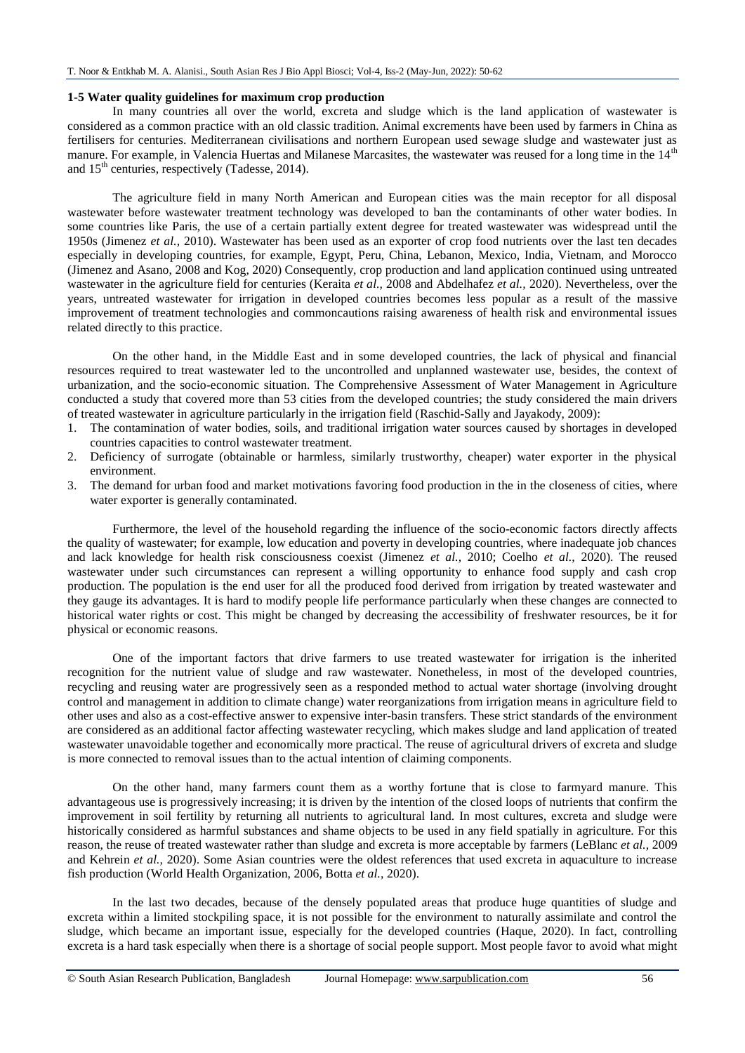### 1-5 Water quality guidelines for maximum crop production

In many countries all over the world, excreta and sludge which is the land application of wastewater is considered as a common practice with an old classic tradition. Animal excrements have been used by farmers in China as fertilisers for centuries. Mediterranean civilisations and northern European used sewage sludge and wastewater just as manure. For example, in Valencia Huertas and Milanese Marcasites, the wastewater was reused for a long time in the 14th and 15th centuries, respectively (Tadesse, 2014).

The agriculture field in many North American and European cities was the main receptor for all disposal wastewater before wastewater treatment technology was developed to ban the contaminants of other water bodies. In some countries like Paris, the use of a certain partially extent degree for treated wastewater was widespread until the 1950s (Jimenez *et al.,* 2010). Wastewater has been used as an exporter of crop food nutrients over the last ten decades especially in developing countries, for example, Egypt, Peru, China, Lebanon, Mexico, India, Vietnam, and Morocco (Jimenez and Asano, 2008 and Kog, 2020) Consequently, crop production and land application continued using untreated wastewater in the agriculture field for centuries (Keraita *et al.,* 2008 and Abdelhafez *et al.,* 2020). Nevertheless, over the years, untreated wastewater for irrigation in developed countries becomes less popular as a result of the massive improvement of treatment technologies and commoncautions raising awareness of health risk and environmental issues related directly to this practice.

On the other hand, in the Middle East and in some developed countries, the lack of physical and financial resources required to treat wastewater led to the uncontrolled and unplanned wastewater use, besides, the context of urbanization, and the socio-economic situation. The Comprehensive Assessment of Water Management in Agriculture conducted a study that covered more than 53 cities from the developed countries; the study considered the main drivers of treated wastewater in agriculture particularly in the irrigation field (Raschid-Sally and Jayakody, 2009):

1. The contamination of water bodies, soils, and traditional irrigation water sources caused by shortages in developed countries capacities to control wastewater treatment.
2. Deficiency of surrogate (obtainable or harmless, similarly trustworthy, cheaper) water exporter in the physical environment.
3. The demand for urban food and market motivations favoring food production in the in the closeness of cities, where water exporter is generally contaminated.

Furthermore, the level of the household regarding the influence of the socio-economic factors directly affects the quality of wastewater; for example, low education and poverty in developing countries, where inadequate job chances and lack knowledge for health risk consciousness coexist (Jimenez *et al.,* 2010; Coelho *et al.,* 2020). The reused wastewater under such circumstances can represent a willing opportunity to enhance food supply and cash crop production. The population is the end user for all the produced food derived from irrigation by treated wastewater and they gauge its advantages. It is hard to modify people life performance particularly when these changes are connected to historical water rights or cost. This might be changed by decreasing the accessibility of freshwater resources, be it for physical or economic reasons.

One of the important factors that drive farmers to use treated wastewater for irrigation is the inherited recognition for the nutrient value of sludge and raw wastewater. Nonetheless, in most of the developed countries, recycling and reusing water are progressively seen as a responded method to actual water shortage (involving drought control and management in addition to climate change) water reorganizations from irrigation means in agriculture field to other uses and also as a cost-effective answer to expensive inter-basin transfers. These strict standards of the environment are considered as an additional factor affecting wastewater recycling, which makes sludge and land application of treated wastewater unavoidable together and economically more practical. The reuse of agricultural drivers of excreta and sludge is more connected to removal issues than to the actual intention of claiming components.

On the other hand, many farmers count them as a worthy fortune that is close to farmyard manure. This advantageous use is progressively increasing; it is driven by the intention of the closed loops of nutrients that confirm the improvement in soil fertility by returning all nutrients to agricultural land. In most cultures, excreta and sludge were historically considered as harmful substances and shame objects to be used in any field spatially in agriculture. For this reason, the reuse of treated wastewater rather than sludge and excreta is more acceptable by farmers (LeBlanc *et al.,* 2009 and Kehrein *et al.,* 2020). Some Asian countries were the oldest references that used excreta in aquaculture to increase fish production (World Health Organization, 2006, Botta *et al.,* 2020).

In the last two decades, because of the densely populated areas that produce huge quantities of sludge and excreta within a limited stockpiling space, it is not possible for the environment to naturally assimilate and control the sludge, which became an important issue, especially for the developed countries (Haque, 2020). In fact, controlling excreta is a hard task especially when there is a shortage of social people support. Most people favor to avoid what might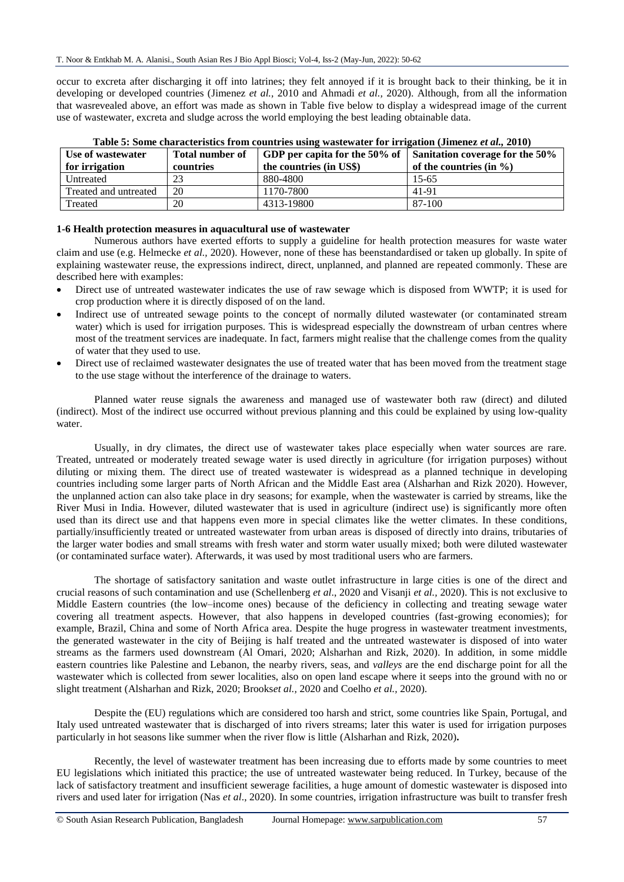occur to excreta after discharging it off into latrines; they felt annoyed if it is brought back to their thinking, be it in developing or developed countries (Jimenez *et al.,* 2010 and Ahmadi *et al.,* 2020). Although, from all the information that wasrevealed above, an effort was made as shown in Table five below to display a widespread image of the current use of wastewater, excreta and sludge across the world employing the best leading obtainable data.

**Table 5: Some characteristics from countries using wastewater for irrigation (Jimenez *et al.,* 2010)**

| Use of wastewater for irrigation | Total number of countries | GDP per capita for the 50% of the countries (in US$) | Sanitation coverage for the 50% of the countries (in %) |
|---|---|---|---|
| Untreated | 23 | 880-4800 | 15-65 |
| Treated and untreated | 20 | 1170-7800 | 41-91 |
| Treated | 20 | 4313-19800 | 87-100 |

### 1-6 Health protection measures in aquacultural use of wastewater

Numerous authors have exerted efforts to supply a guideline for health protection measures for waste water claim and use (e.g. Helmecke *et al.,* 2020). However, none of these has beenstandardised or taken up globally. In spite of explaining wastewater reuse, the expressions indirect, direct, unplanned, and planned are repeated commonly. These are described here with examples:

- Direct use of untreated wastewater indicates the use of raw sewage which is disposed from WWTP; it is used for crop production where it is directly disposed of on the land.
- Indirect use of untreated sewage points to the concept of normally diluted wastewater (or contaminated stream water) which is used for irrigation purposes. This is widespread especially the downstream of urban centres where most of the treatment services are inadequate. In fact, farmers might realise that the challenge comes from the quality of water that they used to use.
- Direct use of reclaimed wastewater designates the use of treated water that has been moved from the treatment stage to the use stage without the interference of the drainage to waters.

Planned water reuse signals the awareness and managed use of wastewater both raw (direct) and diluted (indirect). Most of the indirect use occurred without previous planning and this could be explained by using low-quality water.

Usually, in dry climates, the direct use of wastewater takes place especially when water sources are rare. Treated, untreated or moderately treated sewage water is used directly in agriculture (for irrigation purposes) without diluting or mixing them. The direct use of treated wastewater is widespread as a planned technique in developing countries including some larger parts of North African and the Middle East area (Alsharhan and Rizk 2020). However, the unplanned action can also take place in dry seasons; for example, when the wastewater is carried by streams, like the River Musi in India. However, diluted wastewater that is used in agriculture (indirect use) is significantly more often used than its direct use and that happens even more in special climates like the wetter climates. In these conditions, partially/insufficiently treated or untreated wastewater from urban areas is disposed of directly into drains, tributaries of the larger water bodies and small streams with fresh water and storm water usually mixed; both were diluted wastewater (or contaminated surface water). Afterwards, it was used by most traditional users who are farmers.

The shortage of satisfactory sanitation and waste outlet infrastructure in large cities is one of the direct and crucial reasons of such contamination and use (Schellenberg *et al*., 2020 and Visanji *et al.,* 2020). This is not exclusive to Middle Eastern countries (the low–income ones) because of the deficiency in collecting and treating sewage water covering all treatment aspects. However, that also happens in developed countries (fast-growing economies); for example, Brazil, China and some of North Africa area. Despite the huge progress in wastewater treatment investments, the generated wastewater in the city of Beijing is half treated and the untreated wastewater is disposed of into water streams as the farmers used downstream (Al Omari, 2020; Alsharhan and Rizk, 2020). In addition, in some middle eastern countries like Palestine and Lebanon, the nearby rivers, seas, and *valleys* are the end discharge point for all the wastewater which is collected from sewer localities, also on open land escape where it seeps into the ground with no or slight treatment (Alsharhan and Rizk, 2020; Brooks*et al.,* 2020 and Coelho *et al.,* 2020).

Despite the (EU) regulations which are considered too harsh and strict, some countries like Spain, Portugal, and Italy used untreated wastewater that is discharged of into rivers streams; later this water is used for irrigation purposes particularly in hot seasons like summer when the river flow is little (Alsharhan and Rizk, 2020)**.**

Recently, the level of wastewater treatment has been increasing due to efforts made by some countries to meet EU legislations which initiated this practice; the use of untreated wastewater being reduced. In Turkey, because of the lack of satisfactory treatment and insufficient sewerage facilities, a huge amount of domestic wastewater is disposed into rivers and used later for irrigation (Nas *et al*., 2020). In some countries, irrigation infrastructure was built to transfer fresh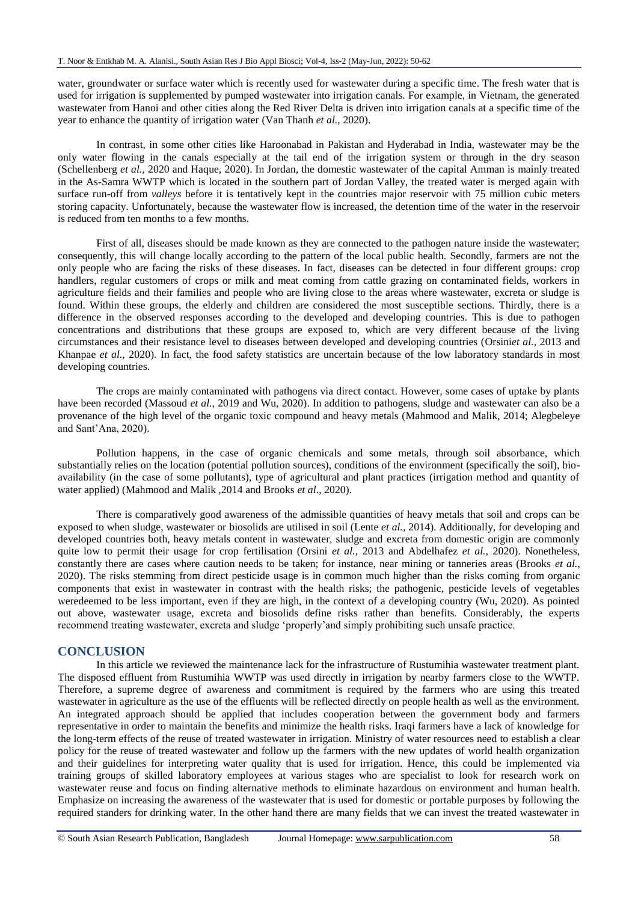water, groundwater or surface water which is recently used for wastewater during a specific time. The fresh water that is used for irrigation is supplemented by pumped wastewater into irrigation canals. For example, in Vietnam, the generated wastewater from Hanoi and other cities along the Red River Delta is driven into irrigation canals at a specific time of the year to enhance the quantity of irrigation water (Van Thanh *et al.,* 2020).

In contrast, in some other cities like Haroonabad in Pakistan and Hyderabad in India, wastewater may be the only water flowing in the canals especially at the tail end of the irrigation system or through in the dry season (Schellenberg *et al.,* 2020 and Haque, 2020). In Jordan, the domestic wastewater of the capital Amman is mainly treated in the As-Samra WWTP which is located in the southern part of Jordan Valley, the treated water is merged again with surface run-off from *valleys* before it is tentatively kept in the countries major reservoir with 75 million cubic meters storing capacity. Unfortunately, because the wastewater flow is increased, the detention time of the water in the reservoir is reduced from ten months to a few months.

First of all, diseases should be made known as they are connected to the pathogen nature inside the wastewater; consequently, this will change locally according to the pattern of the local public health. Secondly, farmers are not the only people who are facing the risks of these diseases. In fact, diseases can be detected in four different groups: crop handlers, regular customers of crops or milk and meat coming from cattle grazing on contaminated fields, workers in agriculture fields and their families and people who are living close to the areas where wastewater, excreta or sludge is found. Within these groups, the elderly and children are considered the most susceptible sections. Thirdly, there is a difference in the observed responses according to the developed and developing countries. This is due to pathogen concentrations and distributions that these groups are exposed to, which are very different because of the living circumstances and their resistance level to diseases between developed and developing countries (Orsini*et al.,* 2013 and Khanpae *et al.,* 2020). In fact, the food safety statistics are uncertain because of the low laboratory standards in most developing countries.

The crops are mainly contaminated with pathogens via direct contact. However, some cases of uptake by plants have been recorded (Massoud *et al.,* 2019 and Wu, 2020). In addition to pathogens, sludge and wastewater can also be a provenance of the high level of the organic toxic compound and heavy metals (Mahmood and Malik, 2014; Alegbeleye and Sant'Ana, 2020).

Pollution happens, in the case of organic chemicals and some metals, through soil absorbance, which substantially relies on the location (potential pollution sources), conditions of the environment (specifically the soil), bio-availability (in the case of some pollutants), type of agricultural and plant practices (irrigation method and quantity of water applied) (Mahmood and Malik ,2014 and Brooks *et al*., 2020).

There is comparatively good awareness of the admissible quantities of heavy metals that soil and crops can be exposed to when sludge, wastewater or biosolids are utilised in soil (Lente *et al.,* 2014). Additionally, for developing and developed countries both, heavy metals content in wastewater, sludge and excreta from domestic origin are commonly quite low to permit their usage for crop fertilisation (Orsini *et al.,* 2013 and Abdelhafez *et al.,* 2020). Nonetheless, constantly there are cases where caution needs to be taken; for instance, near mining or tanneries areas (Brooks *et al.,* 2020). The risks stemming from direct pesticide usage is in common much higher than the risks coming from organic components that exist in wastewater in contrast with the health risks; the pathogenic, pesticide levels of vegetables weredeemed to be less important, even if they are high, in the context of a developing country (Wu, 2020). As pointed out above, wastewater usage, excreta and biosolids define risks rather than benefits. Considerably, the experts recommend treating wastewater, excreta and sludge 'properly'and simply prohibiting such unsafe practice.

## CONCLUSION

In this article we reviewed the maintenance lack for the infrastructure of Rustumihia wastewater treatment plant. The disposed effluent from Rustumihia WWTP was used directly in irrigation by nearby farmers close to the WWTP. Therefore, a supreme degree of awareness and commitment is required by the farmers who are using this treated wastewater in agriculture as the use of the effluents will be reflected directly on people health as well as the environment. An integrated approach should be applied that includes cooperation between the government body and farmers representative in order to maintain the benefits and minimize the health risks. Iraqi farmers have a lack of knowledge for the long-term effects of the reuse of treated wastewater in irrigation. Ministry of water resources need to establish a clear policy for the reuse of treated wastewater and follow up the farmers with the new updates of world health organization and their guidelines for interpreting water quality that is used for irrigation. Hence, this could be implemented via training groups of skilled laboratory employees at various stages who are specialist to look for research work on wastewater reuse and focus on finding alternative methods to eliminate hazardous on environment and human health. Emphasize on increasing the awareness of the wastewater that is used for domestic or portable purposes by following the required standers for drinking water. In the other hand there are many fields that we can invest the treated wastewater in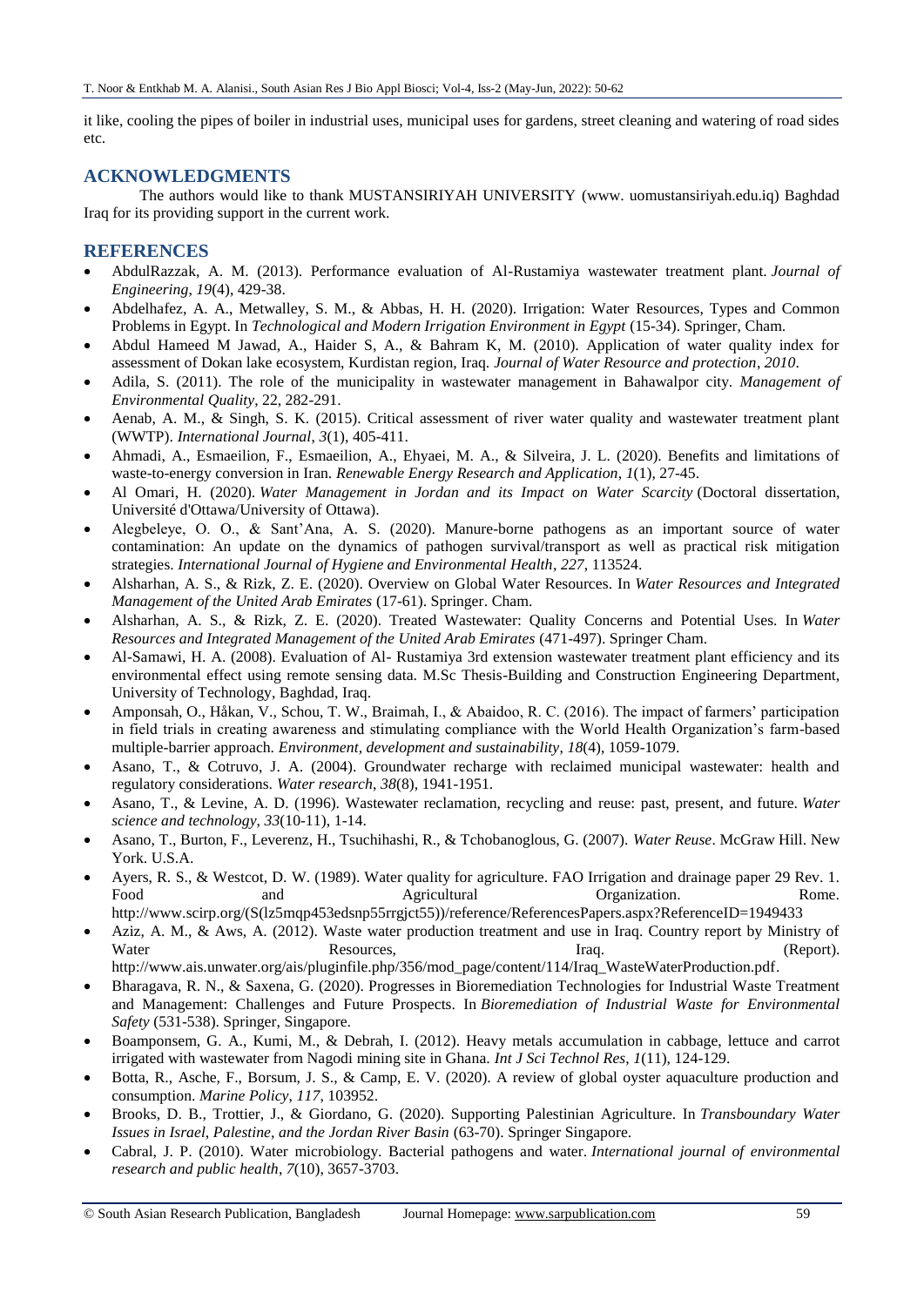it like, cooling the pipes of boiler in industrial uses, municipal uses for gardens, street cleaning and watering of road sides etc.

## ACKNOWLEDGMENTS

The authors would like to thank MUSTANSIRIYAH UNIVERSITY (www. uomustansiriyah.edu.iq) Baghdad Iraq for its providing support in the current work.

## REFERENCES

- AbdulRazzak, A. M. (2013). Performance evaluation of Al-Rustamiya wastewater treatment plant. *Journal of Engineering*, *19*(4), 429-38.
- Abdelhafez, A. A., Metwalley, S. M., & Abbas, H. H. (2020). Irrigation: Water Resources, Types and Common Problems in Egypt. In *Technological and Modern Irrigation Environment in Egypt* (15-34). Springer, Cham.
- Abdul Hameed M Jawad, A., Haider S, A., & Bahram K, M. (2010). Application of water quality index for assessment of Dokan lake ecosystem, Kurdistan region, Iraq. *Journal of Water Resource and protection*, *2010*.
- Adila, S. (2011). The role of the municipality in wastewater management in Bahawalpor city. *Management of Environmental Quality*, 22, 282-291.
- Aenab, A. M., & Singh, S. K. (2015). Critical assessment of river water quality and wastewater treatment plant (WWTP). *International Journal*, *3*(1), 405-411.
- Ahmadi, A., Esmaeilion, F., Esmaeilion, A., Ehyaei, M. A., & Silveira, J. L. (2020). Benefits and limitations of waste-to-energy conversion in Iran. *Renewable Energy Research and Application*, *1*(1), 27-45.
- Al Omari, H. (2020). *Water Management in Jordan and its Impact on Water Scarcity* (Doctoral dissertation, Université d'Ottawa/University of Ottawa).
- Alegbeleye, O. O., & Sant'Ana, A. S. (2020). Manure-borne pathogens as an important source of water contamination: An update on the dynamics of pathogen survival/transport as well as practical risk mitigation strategies. *International Journal of Hygiene and Environmental Health*, *227*, 113524.
- Alsharhan, A. S., & Rizk, Z. E. (2020). Overview on Global Water Resources. In *Water Resources and Integrated Management of the United Arab Emirates* (17-61). Springer. Cham.
- Alsharhan, A. S., & Rizk, Z. E. (2020). Treated Wastewater: Quality Concerns and Potential Uses. In *Water Resources and Integrated Management of the United Arab Emirates* (471-497). Springer Cham.
- Al-Samawi, H. A. (2008). Evaluation of Al- Rustamiya 3rd extension wastewater treatment plant efficiency and its environmental effect using remote sensing data. M.Sc Thesis-Building and Construction Engineering Department, University of Technology, Baghdad, Iraq.
- Amponsah, O., Håkan, V., Schou, T. W., Braimah, I., & Abaidoo, R. C. (2016). The impact of farmers' participation in field trials in creating awareness and stimulating compliance with the World Health Organization's farm-based multiple-barrier approach. *Environment, development and sustainability*, *18*(4), 1059-1079.
- Asano, T., & Cotruvo, J. A. (2004). Groundwater recharge with reclaimed municipal wastewater: health and regulatory considerations. *Water research*, *38*(8), 1941-1951.
- Asano, T., & Levine, A. D. (1996). Wastewater reclamation, recycling and reuse: past, present, and future. *Water science and technology*, *33*(10-11), 1-14.
- Asano, T., Burton, F., Leverenz, H., Tsuchihashi, R., & Tchobanoglous, G. (2007). *Water Reuse*. McGraw Hill. New York. U.S.A.
- Ayers, R. S., & Westcot, D. W. (1989). Water quality for agriculture. FAO Irrigation and drainage paper 29 Rev. 1. Food and Agricultural Organization. Rome. http://www.scirp.org/(S(lz5mqp453edsnp55rrgjct55))/reference/ReferencesPapers.aspx?ReferenceID=1949433
- Aziz, A. M., & Aws, A. (2012). Waste water production treatment and use in Iraq. Country report by Ministry of Water Resources, Iraq. (Report). http://www.ais.unwater.org/ais/pluginfile.php/356/mod_page/content/114/Iraq_WasteWaterProduction.pdf.
- Bharagava, R. N., & Saxena, G. (2020). Progresses in Bioremediation Technologies for Industrial Waste Treatment and Management: Challenges and Future Prospects. In *Bioremediation of Industrial Waste for Environmental Safety* (531-538). Springer, Singapore.
- Boamponsem, G. A., Kumi, M., & Debrah, I. (2012). Heavy metals accumulation in cabbage, lettuce and carrot irrigated with wastewater from Nagodi mining site in Ghana. *Int J Sci Technol Res*, *1*(11), 124-129.
- Botta, R., Asche, F., Borsum, J. S., & Camp, E. V. (2020). A review of global oyster aquaculture production and consumption. *Marine Policy*, *117*, 103952.
- Brooks, D. B., Trottier, J., & Giordano, G. (2020). Supporting Palestinian Agriculture. In *Transboundary Water Issues in Israel, Palestine, and the Jordan River Basin* (63-70). Springer Singapore.
- Cabral, J. P. (2010). Water microbiology. Bacterial pathogens and water. *International journal of environmental research and public health*, *7*(10), 3657-3703.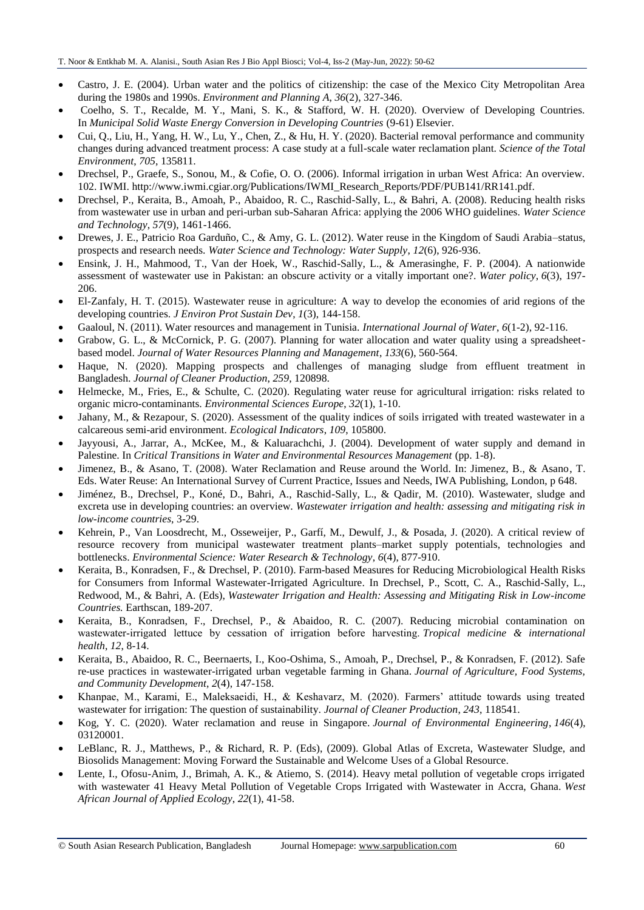- Castro, J. E. (2004). Urban water and the politics of citizenship: the case of the Mexico City Metropolitan Area during the 1980s and 1990s. *Environment and Planning A*, *36*(2), 327-346.
- Coelho, S. T., Recalde, M. Y., Mani, S. K., & Stafford, W. H. (2020). Overview of Developing Countries. In *Municipal Solid Waste Energy Conversion in Developing Countries* (9-61) Elsevier.
- Cui, Q., Liu, H., Yang, H. W., Lu, Y., Chen, Z., & Hu, H. Y. (2020). Bacterial removal performance and community changes during advanced treatment process: A case study at a full-scale water reclamation plant. *Science of the Total Environment*, *705*, 135811.
- Drechsel, P., Graefe, S., Sonou, M., & Cofie, O. O. (2006). Informal irrigation in urban West Africa: An overview. 102. IWMI. http://www.iwmi.cgiar.org/Publications/IWMI_Research_Reports/PDF/PUB141/RR141.pdf.
- Drechsel, P., Keraita, B., Amoah, P., Abaidoo, R. C., Raschid-Sally, L., & Bahri, A. (2008). Reducing health risks from wastewater use in urban and peri-urban sub-Saharan Africa: applying the 2006 WHO guidelines. *Water Science and Technology*, *57*(9), 1461-1466.
- Drewes, J. E., Patricio Roa Garduño, C., & Amy, G. L. (2012). Water reuse in the Kingdom of Saudi Arabia–status, prospects and research needs. *Water Science and Technology: Water Supply*, *12*(6), 926-936.
- Ensink, J. H., Mahmood, T., Van der Hoek, W., Raschid-Sally, L., & Amerasinghe, F. P. (2004). A nationwide assessment of wastewater use in Pakistan: an obscure activity or a vitally important one?. *Water policy*, *6*(3), 197-206.
- El-Zanfaly, H. T. (2015). Wastewater reuse in agriculture: A way to develop the economies of arid regions of the developing countries. *J Environ Prot Sustain Dev*, *1*(3), 144-158.
- Gaaloul, N. (2011). Water resources and management in Tunisia. *International Journal of Water*, *6*(1-2), 92-116.
- Grabow, G. L., & McCornick, P. G. (2007). Planning for water allocation and water quality using a spreadsheet-based model. *Journal of Water Resources Planning and Management*, *133*(6), 560-564.
- Haque, N. (2020). Mapping prospects and challenges of managing sludge from effluent treatment in Bangladesh. *Journal of Cleaner Production*, *259*, 120898.
- Helmecke, M., Fries, E., & Schulte, C. (2020). Regulating water reuse for agricultural irrigation: risks related to organic micro-contaminants. *Environmental Sciences Europe*, *32*(1), 1-10.
- Jahany, M., & Rezapour, S. (2020). Assessment of the quality indices of soils irrigated with treated wastewater in a calcareous semi-arid environment. *Ecological Indicators*, *109*, 105800.
- Jayyousi, A., Jarrar, A., McKee, M., & Kaluarachchi, J. (2004). Development of water supply and demand in Palestine. In *Critical Transitions in Water and Environmental Resources Management* (pp. 1-8).
- Jimenez, B., & Asano, T. (2008). Water Reclamation and Reuse around the World. In: Jimenez, B., & Asano, T. Eds. Water Reuse: An International Survey of Current Practice, Issues and Needs, IWA Publishing, London, p 648.
- Jiménez, B., Drechsel, P., Koné, D., Bahri, A., Raschid-Sally, L., & Qadir, M. (2010). Wastewater, sludge and excreta use in developing countries: an overview. *Wastewater irrigation and health: assessing and mitigating risk in low-income countries*, 3-29.
- Kehrein, P., Van Loosdrecht, M., Osseweijer, P., Garfí, M., Dewulf, J., & Posada, J. (2020). A critical review of resource recovery from municipal wastewater treatment plants–market supply potentials, technologies and bottlenecks. *Environmental Science: Water Research & Technology*, *6*(4), 877-910.
- Keraita, B., Konradsen, F., & Drechsel, P. (2010). Farm-based Measures for Reducing Microbiological Health Risks for Consumers from Informal Wastewater-Irrigated Agriculture. In Drechsel, P., Scott, C. A., Raschid-Sally, L., Redwood, M., & Bahri, A. (Eds), *Wastewater Irrigation and Health: Assessing and Mitigating Risk in Low-income Countries.* Earthscan, 189-207.
- Keraita, B., Konradsen, F., Drechsel, P., & Abaidoo, R. C. (2007). Reducing microbial contamination on wastewater-irrigated lettuce by cessation of irrigation before harvesting. *Tropical medicine & international health*, *12*, 8-14.
- Keraita, B., Abaidoo, R. C., Beernaerts, I., Koo-Oshima, S., Amoah, P., Drechsel, P., & Konradsen, F. (2012). Safe re-use practices in wastewater-irrigated urban vegetable farming in Ghana. *Journal of Agriculture, Food Systems, and Community Development*, *2*(4), 147-158.
- Khanpae, M., Karami, E., Maleksaeidi, H., & Keshavarz, M. (2020). Farmers' attitude towards using treated wastewater for irrigation: The question of sustainability. *Journal of Cleaner Production*, *243*, 118541.
- Kog, Y. C. (2020). Water reclamation and reuse in Singapore. *Journal of Environmental Engineering*, *146*(4), 03120001.
- LeBlanc, R. J., Matthews, P., & Richard, R. P. (Eds), (2009). Global Atlas of Excreta, Wastewater Sludge, and Biosolids Management: Moving Forward the Sustainable and Welcome Uses of a Global Resource.
- Lente, I., Ofosu-Anim, J., Brimah, A. K., & Atiemo, S. (2014). Heavy metal pollution of vegetable crops irrigated with wastewater 41 Heavy Metal Pollution of Vegetable Crops Irrigated with Wastewater in Accra, Ghana. *West African Journal of Applied Ecology*, *22*(1), 41-58.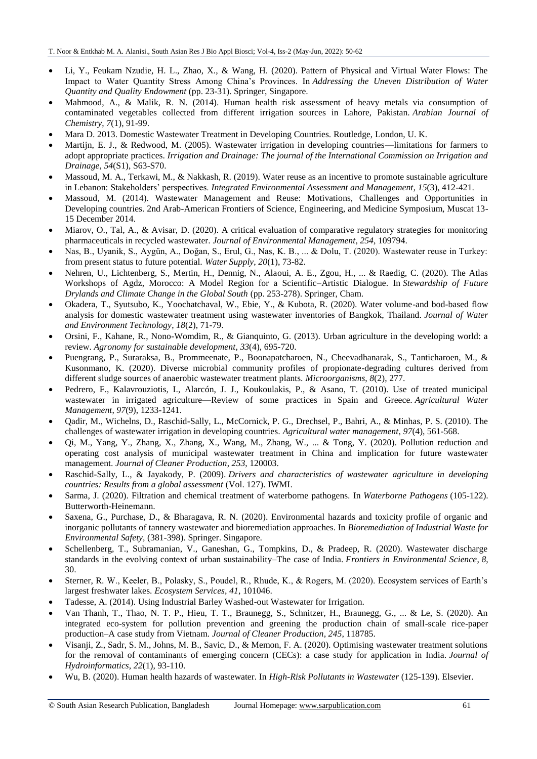- Li, Y., Feukam Nzudie, H. L., Zhao, X., & Wang, H. (2020). Pattern of Physical and Virtual Water Flows: The Impact to Water Quantity Stress Among China's Provinces. In *Addressing the Uneven Distribution of Water Quantity and Quality Endowment* (pp. 23-31). Springer, Singapore.
- Mahmood, A., & Malik, R. N. (2014). Human health risk assessment of heavy metals via consumption of contaminated vegetables collected from different irrigation sources in Lahore, Pakistan. *Arabian Journal of Chemistry*, *7*(1), 91-99.
- Mara D. 2013. Domestic Wastewater Treatment in Developing Countries. Routledge, London, U. K.
- Martijn, E. J., & Redwood, M. (2005). Wastewater irrigation in developing countries—limitations for farmers to adopt appropriate practices. *Irrigation and Drainage: The journal of the International Commission on Irrigation and Drainage*, *54*(S1), S63-S70.
- Massoud, M. A., Terkawi, M., & Nakkash, R. (2019). Water reuse as an incentive to promote sustainable agriculture in Lebanon: Stakeholders' perspectives. *Integrated Environmental Assessment and Management*, *15*(3), 412-421.
- Massoud, M. (2014). Wastewater Management and Reuse: Motivations, Challenges and Opportunities in Developing countries. 2nd Arab-American Frontiers of Science, Engineering, and Medicine Symposium, Muscat 13-15 December 2014.
- Miarov, O., Tal, A., & Avisar, D. (2020). A critical evaluation of comparative regulatory strategies for monitoring pharmaceuticals in recycled wastewater. *Journal of Environmental Management*, *254*, 109794.
- Nas, B., Uyanik, S., Aygün, A., Doğan, S., Erul, G., Nas, K. B., ... & Dolu, T. (2020). Wastewater reuse in Turkey: from present status to future potential. *Water Supply*, *20*(1), 73-82.
- Nehren, U., Lichtenberg, S., Mertin, H., Dennig, N., Alaoui, A. E., Zgou, H., ... & Raedig, C. (2020). The Atlas Workshops of Agdz, Morocco: A Model Region for a Scientific–Artistic Dialogue. In *Stewardship of Future Drylands and Climate Change in the Global South* (pp. 253-278). Springer, Cham.
- Okadera, T., Syutsubo, K., Yoochatchaval, W., Ebie, Y., & Kubota, R. (2020). Water volume-and bod-based flow analysis for domestic wastewater treatment using wastewater inventories of Bangkok, Thailand. *Journal of Water and Environment Technology*, *18*(2), 71-79.
- Orsini, F., Kahane, R., Nono-Womdim, R., & Gianquinto, G. (2013). Urban agriculture in the developing world: a review. *Agronomy for sustainable development*, *33*(4), 695-720.
- Puengrang, P., Suraraksa, B., Prommeenate, P., Boonapatcharoen, N., Cheevadhanarak, S., Tanticharoen, M., & Kusonmano, K. (2020). Diverse microbial community profiles of propionate-degrading cultures derived from different sludge sources of anaerobic wastewater treatment plants. *Microorganisms*, *8*(2), 277.
- Pedrero, F., Kalavrouziotis, I., Alarcón, J. J., Koukoulakis, P., & Asano, T. (2010). Use of treated municipal wastewater in irrigated agriculture—Review of some practices in Spain and Greece. *Agricultural Water Management*, *97*(9), 1233-1241.
- Qadir, M., Wichelns, D., Raschid-Sally, L., McCornick, P. G., Drechsel, P., Bahri, A., & Minhas, P. S. (2010). The challenges of wastewater irrigation in developing countries. *Agricultural water management*, *97*(4), 561-568.
- Qi, M., Yang, Y., Zhang, X., Zhang, X., Wang, M., Zhang, W., ... & Tong, Y. (2020). Pollution reduction and operating cost analysis of municipal wastewater treatment in China and implication for future wastewater management. *Journal of Cleaner Production*, *253*, 120003.
- Raschid-Sally, L., & Jayakody, P. (2009). *Drivers and characteristics of wastewater agriculture in developing countries: Results from a global assessment* (Vol. 127). IWMI.
- Sarma, J. (2020). Filtration and chemical treatment of waterborne pathogens. In *Waterborne Pathogens* (105-122). Butterworth-Heinemann.
- Saxena, G., Purchase, D., & Bharagava, R. N. (2020). Environmental hazards and toxicity profile of organic and inorganic pollutants of tannery wastewater and bioremediation approaches. In *Bioremediation of Industrial Waste for Environmental Safety*, (381-398). Springer. Singapore.
- Schellenberg, T., Subramanian, V., Ganeshan, G., Tompkins, D., & Pradeep, R. (2020). Wastewater discharge standards in the evolving context of urban sustainability–The case of India. *Frontiers in Environmental Science*, *8*, 30.
- Sterner, R. W., Keeler, B., Polasky, S., Poudel, R., Rhude, K., & Rogers, M. (2020). Ecosystem services of Earth's largest freshwater lakes. *Ecosystem Services*, *41*, 101046.
- Tadesse, A. (2014). Using Industrial Barley Washed-out Wastewater for Irrigation.
- Van Thanh, T., Thao, N. T. P., Hieu, T. T., Braunegg, S., Schnitzer, H., Braunegg, G., ... & Le, S. (2020). An integrated eco-system for pollution prevention and greening the production chain of small-scale rice-paper production–A case study from Vietnam. *Journal of Cleaner Production*, *245*, 118785.
- Visanji, Z., Sadr, S. M., Johns, M. B., Savic, D., & Memon, F. A. (2020). Optimising wastewater treatment solutions for the removal of contaminants of emerging concern (CECs): a case study for application in India. *Journal of Hydroinformatics*, *22*(1), 93-110.
- Wu, B. (2020). Human health hazards of wastewater. In *High-Risk Pollutants in Wastewater* (125-139). Elsevier.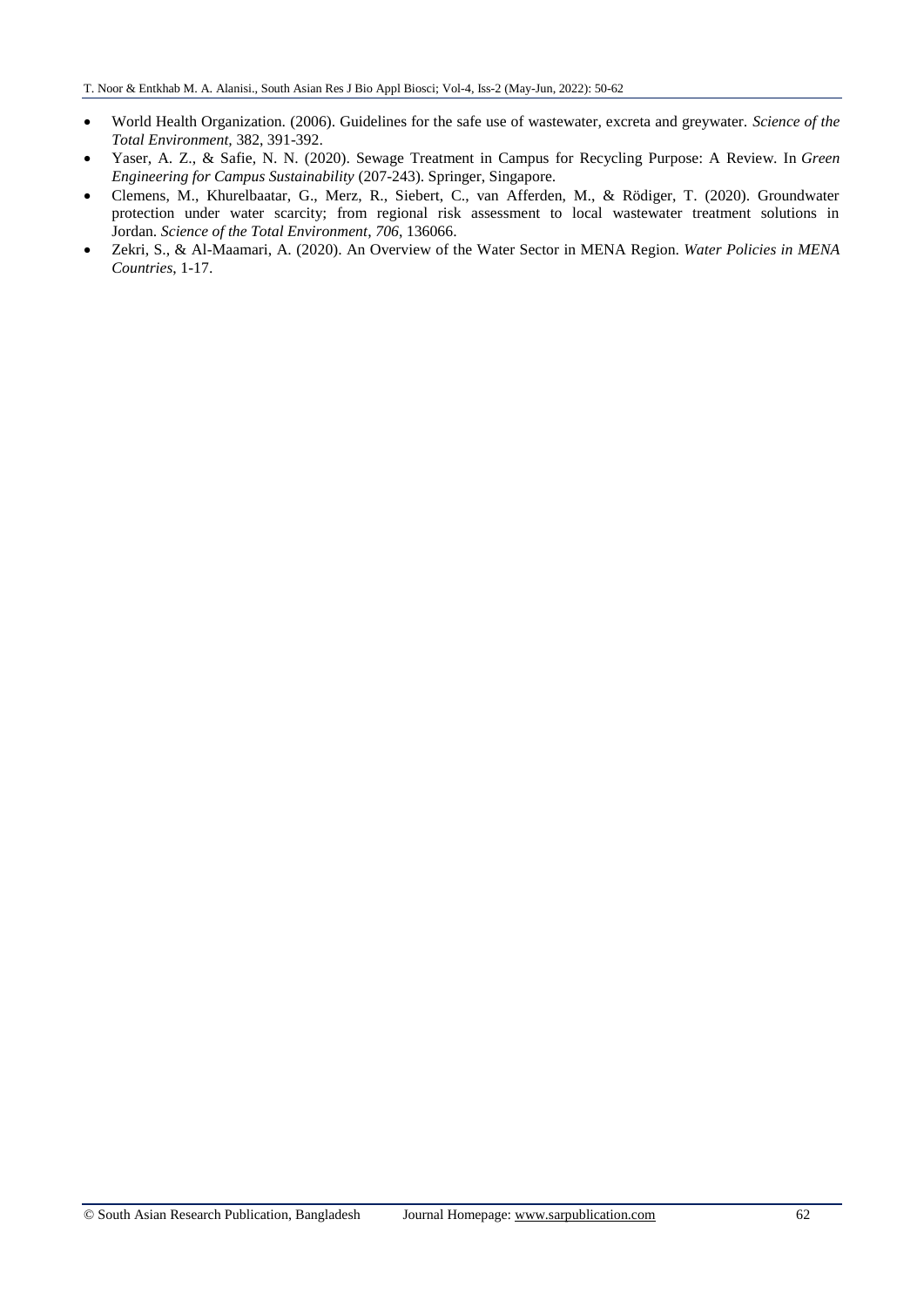- World Health Organization. (2006). Guidelines for the safe use of wastewater, excreta and greywater. *Science of the Total Environment*, 382, 391-392.
- Yaser, A. Z., & Safie, N. N. (2020). Sewage Treatment in Campus for Recycling Purpose: A Review. In *Green Engineering for Campus Sustainability* (207-243). Springer, Singapore.
- Clemens, M., Khurelbaatar, G., Merz, R., Siebert, C., van Afferden, M., & Rödiger, T. (2020). Groundwater protection under water scarcity; from regional risk assessment to local wastewater treatment solutions in Jordan. *Science of the Total Environment*, *706*, 136066.
- Zekri, S., & Al-Maamari, A. (2020). An Overview of the Water Sector in MENA Region. *Water Policies in MENA Countries*, 1-17.